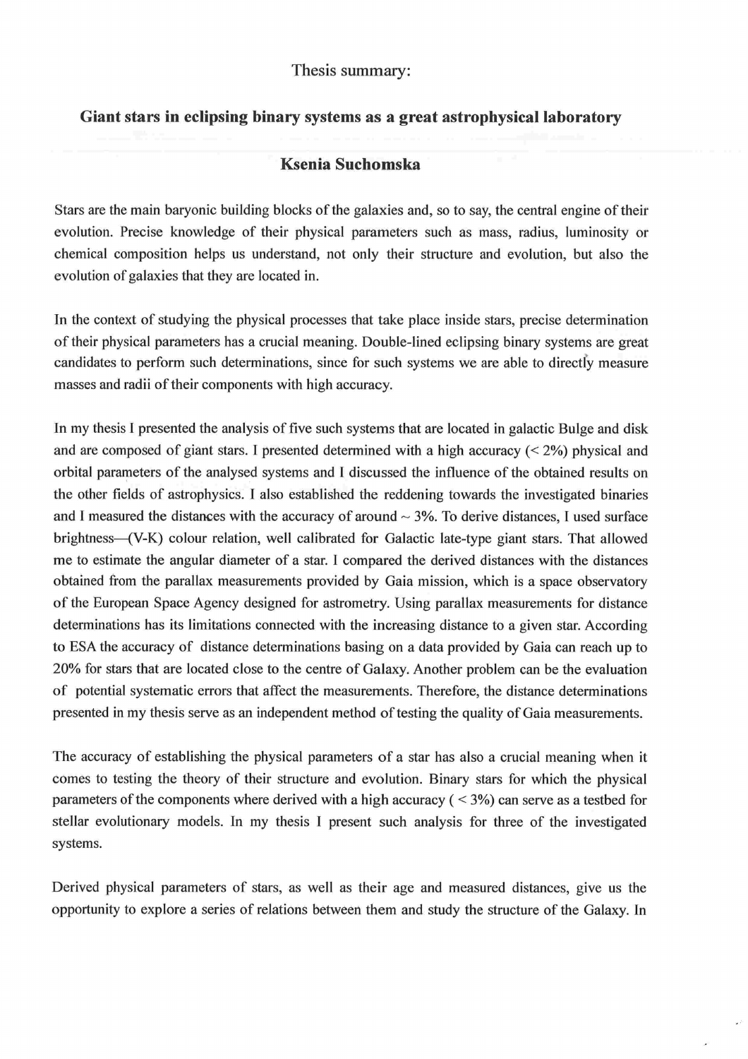# Thesis summary:

## Giant stars in eclipsing binary systems as a great astrophysical laboratory

### Ksenia Suchomska

Stars are the main baryonic building blocks of the galaxies and, so to say, the central engine of their evolution. Precise knowledge of their physical parameters such as mass, radius, luminosity or chemical composition helps us understand, not only their structure and evolution, but also the evolution of galaxies that they are located in.

In the context of studying the physical processes that take place inside stars, precise determination of their physical parameters has a crucial meaning. Double-lined eclipsing binary systems are great candidates to perform such determinations, since for such systems we are able to directly measure masses and radii of their components with high accuracy.

In my thesis I presented the analysis of five such systems that are located in galactic Bulge and disk and are composed of giant stars. I presented determined with a high accuracy (< 2%) physical and orbital parameters of the analysed systems and I discussed the influence of the obtained results on the other fields of astrophysics. I also established the reddening towards the investigated binaries and I measured the distances with the accuracy of around ~ 3%. To derive distances, I used surface brightness—(V-K) colour relation, well calibrated for Galactic late-type giant stars. That allowed me to estimate the angular diameter of a star. I compared the derived distances with the distances obtained from the parallax measurements provided by Gaia mission, which is a space observatory of the European Space Agency designed for astrometry. Using parallax measurements for distance determinations has its limitations connected with the increasing distance to a given star. According to ESA the accuracy of distance determinations basing on a data provided by Gaia can reach up to 20% for stars that are located close to the centre of Galaxy. Another problem can be the evaluation of potential systematic errors that affect the measurements. Therefore, the distance determinations presented in my thesis serve as an independent method of testing the quality of Gaia measurements.

The accuracy of establishing the physical parameters of a star has also a crucial meaning when it comes to testing the theory of their structure and evolution. Binary stars for which the physical parameters of the components where derived with a high accuracy ( < 3%) can serve as a testbed for stellar evolutionary models. In my thesis I present such analysis for three of the investigated systems.

Derived physical parameters of stars, as well as their age and measured distances, give us the opportunity to explore a series of relations between them and study the structure of the Galaxy. In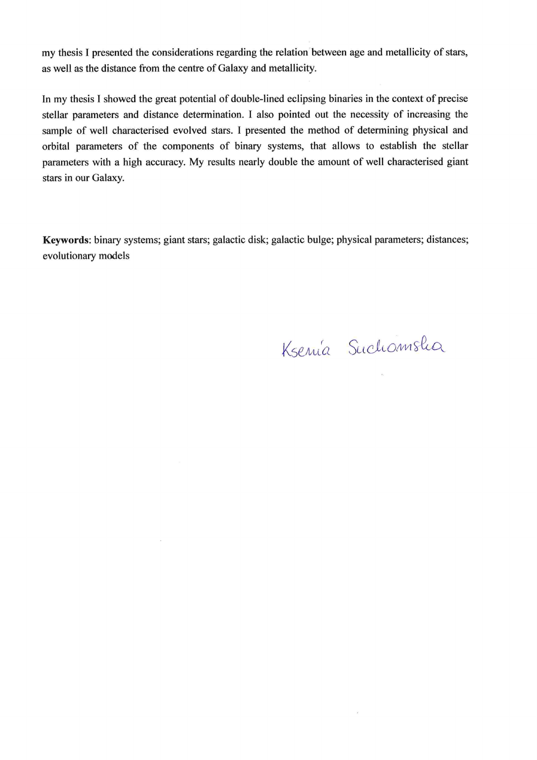my thesis I presented the considerations regarding the relation between age and metallicity of stars, as well as the distance from the centre of Galaxy and metallicity.

In my thesis I showed the great potential of double-lined eclipsing binaries in the context of precise stellar parameters and distance determination. I also pointed out the necessity of increasing the sample of well characterised evolved stars. I presented the method of determining physical and orbital parameters of the components of binary systems, that allows to establish the stellar parameters with a high accuracy. My results nearly double the amount of well characterised giant stars in our Galaxy.

**Keywords**: binary systems; giant stars; galactic disk; galactic bulge; physical parameters; distances; evolutionary models

Ksenia Suchomska